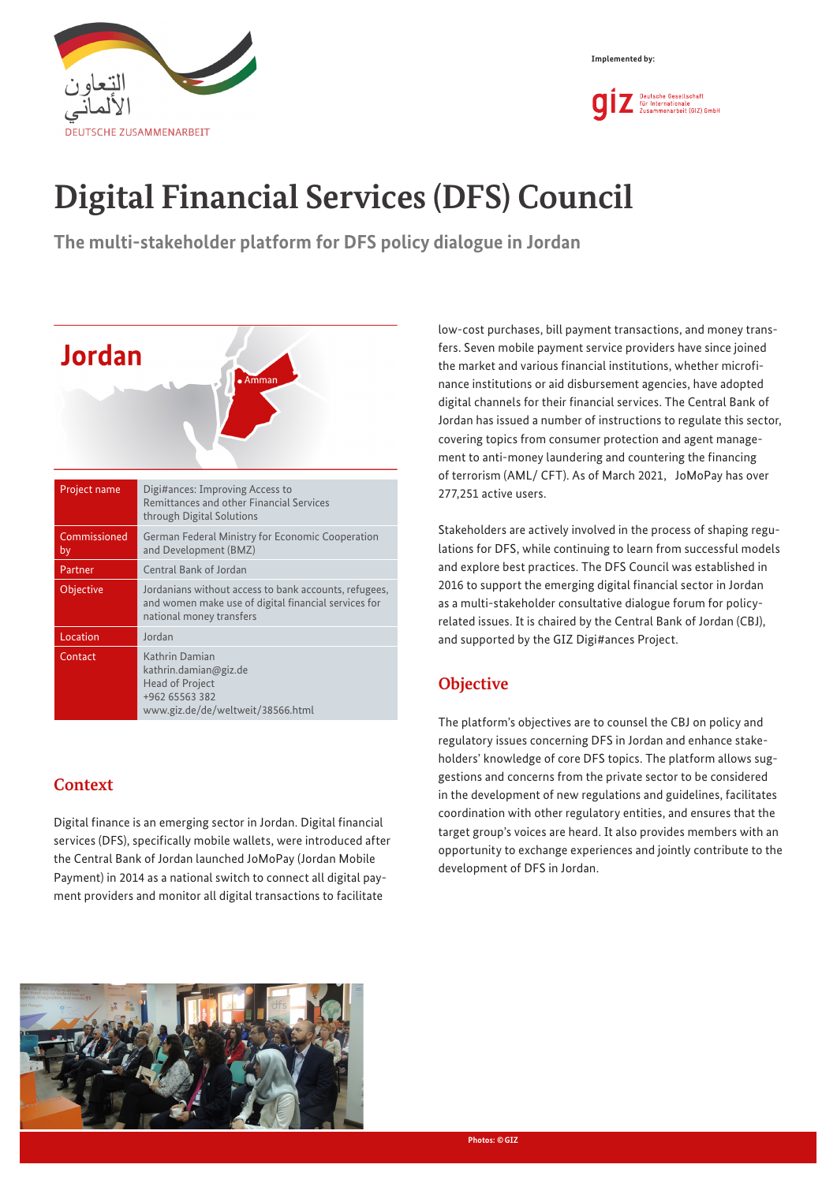Implemented by:

# Digital Financial Services (DFS) Council

## The multi-stakeholder platform for DFS policy dialogue in Jordan

Jordan

Amman

| Project name | Digi#ances: Improving Access to Remittances and other Financial Services through Digital Solutions |
|---|---|
| Commissioned by | German Federal Ministry for Economic Cooperation and Development (BMZ) |
| Partner | Central Bank of Jordan |
| Objective | Jordanians without access to bank accounts, refugees, and women make use of digital financial services for national money transfers |
| Location | Jordan |
| Contact | Kathrin Damian<br>kathrin.damian@giz.de<br>Head of Project<br>+962 65563 382<br>www.giz.de/de/weltweit/38566.html |

### Context

Digital finance is an emerging sector in Jordan. Digital financial services (DFS), specifically mobile wallets, were introduced after the Central Bank of Jordan launched JoMoPay (Jordan Mobile Payment) in 2014 as a national switch to connect all digital payment providers and monitor all digital transactions to facilitate low-cost purchases, bill payment transactions, and money transfers. Seven mobile payment service providers have since joined the market and various financial institutions, whether microfinance institutions or aid disbursement agencies, have adopted digital channels for their financial services. The Central Bank of Jordan has issued a number of instructions to regulate this sector, covering topics from consumer protection and agent management to anti-money laundering and countering the financing of terrorism (AML/ CFT). As of March 2021, JoMoPay has over 277,251 active users.

Stakeholders are actively involved in the process of shaping regulations for DFS, while continuing to learn from successful models and explore best practices. The DFS Council was established in 2016 to support the emerging digital financial sector in Jordan as a multi-stakeholder consultative dialogue forum for policy-related issues. It is chaired by the Central Bank of Jordan (CBJ), and supported by the GIZ Digi#ances Project.

### Objective

The platform's objectives are to counsel the CBJ on policy and regulatory issues concerning DFS in Jordan and enhance stakeholders' knowledge of core DFS topics. The platform allows suggestions and concerns from the private sector to be considered in the development of new regulations and guidelines, facilitates coordination with other regulatory entities, and ensures that the target group's voices are heard. It also provides members with an opportunity to exchange experiences and jointly contribute to the development of DFS in Jordan.

Photos: © GIZ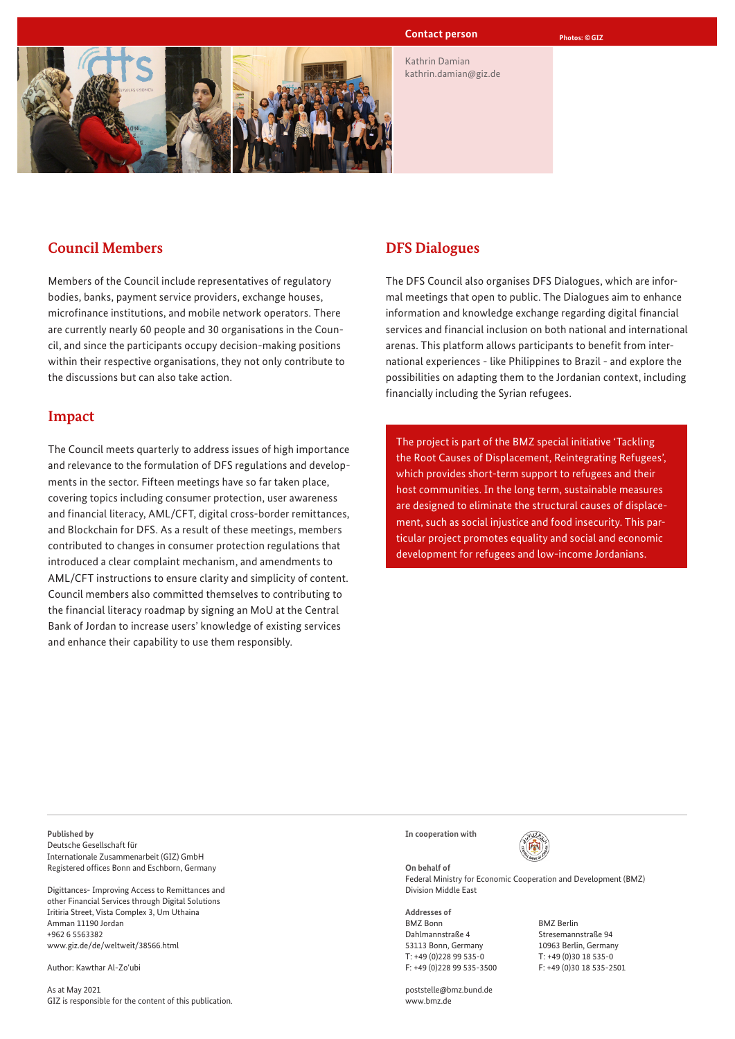**Contact person**

Photos: © GIZ

Kathrin Damian
kathrin.damian@giz.de

## Council Members

Members of the Council include representatives of regulatory bodies, banks, payment service providers, exchange houses, microfinance institutions, and mobile network operators. There are currently nearly 60 people and 30 organisations in the Council, and since the participants occupy decision-making positions within their respective organisations, they not only contribute to the discussions but can also take action.

## Impact

The Council meets quarterly to address issues of high importance and relevance to the formulation of DFS regulations and developments in the sector. Fifteen meetings have so far taken place, covering topics including consumer protection, user awareness and financial literacy, AML/CFT, digital cross-border remittances, and Blockchain for DFS. As a result of these meetings, members contributed to changes in consumer protection regulations that introduced a clear complaint mechanism, and amendments to AML/CFT instructions to ensure clarity and simplicity of content. Council members also committed themselves to contributing to the financial literacy roadmap by signing an MoU at the Central Bank of Jordan to increase users' knowledge of existing services and enhance their capability to use them responsibly.

## DFS Dialogues

The DFS Council also organises DFS Dialogues, which are informal meetings that open to public. The Dialogues aim to enhance information and knowledge exchange regarding digital financial services and financial inclusion on both national and international arenas. This platform allows participants to benefit from international experiences - like Philippines to Brazil - and explore the possibilities on adapting them to the Jordanian context, including financially including the Syrian refugees.

The project is part of the BMZ special initiative 'Tackling the Root Causes of Displacement, Reintegrating Refugees', which provides short-term support to refugees and their host communities. In the long term, sustainable measures are designed to eliminate the structural causes of displacement, such as social injustice and food insecurity. This particular project promotes equality and social and economic development for refugees and low-income Jordanians.

---

**Published by**
Deutsche Gesellschaft für
Internationale Zusammenarbeit (GIZ) GmbH
Registered offices Bonn and Eschborn, Germany

Digittances- Improving Access to Remittances and other Financial Services through Digital Solutions
Iritiria Street, Vista Complex 3, Um Uthaina
Amman 11190 Jordan
+962 6 5563382
www.giz.de/de/weltweit/38566.html

Author: Kawthar Al-Zo'ubi

As at May 2021
GIZ is responsible for the content of this publication.

**In cooperation with**

**On behalf of**
Federal Ministry for Economic Cooperation and Development (BMZ)
Division Middle East

**Addresses of**

BMZ Bonn
Dahlmannstraße 4
53113 Bonn, Germany
T: +49 (0)228 99 535-0
F: +49 (0)228 99 535-3500

BMZ Berlin
Stresemannstraße 94
10963 Berlin, Germany
T: +49 (0)30 18 535-0
F: +49 (0)30 18 535-2501

poststelle@bmz.bund.de
www.bmz.de